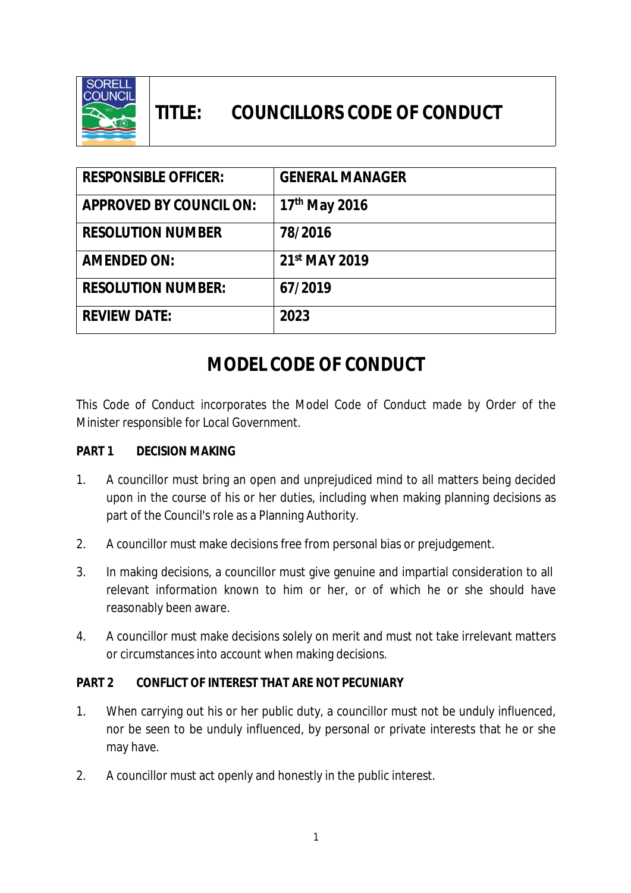# TITLE: COUNCILLORS CODE OF CONDUCT

| RESPONSIBLE OFFICER: | GENERAL MANAGER |
| --- | --- |
| APPROVED BY COUNCIL ON: | 17th May 2016 |
| RESOLUTION NUMBER | 78/2016 |
| AMENDED ON: | 21st MAY 2019 |
| RESOLUTION NUMBER: | 67/2019 |
| REVIEW DATE: | 2023 |

## MODEL CODE OF CONDUCT

This Code of Conduct incorporates the Model Code of Conduct made by Order of the Minister responsible for Local Government.

### PART 1 DECISION MAKING

1. A councillor must bring an open and unprejudiced mind to all matters being decided upon in the course of his or her duties, including when making planning decisions as part of the Council's role as a Planning Authority.

2. A councillor must make decisions free from personal bias or prejudgement.

3. In making decisions, a councillor must give genuine and impartial consideration to all relevant information known to him or her, or of which he or she should have reasonably been aware.

4. A councillor must make decisions solely on merit and must not take irrelevant matters or circumstances into account when making decisions.

### PART 2 CONFLICT OF INTEREST THAT ARE NOT PECUNIARY

1. When carrying out his or her public duty, a councillor must not be unduly influenced, nor be seen to be unduly influenced, by personal or private interests that he or she may have.

2. A councillor must act openly and honestly in the public interest.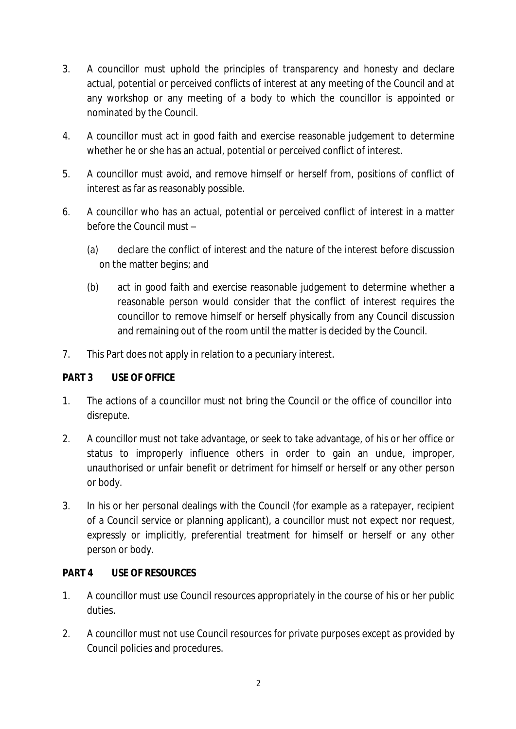3. A councillor must uphold the principles of transparency and honesty and declare actual, potential or perceived conflicts of interest at any meeting of the Council and at any workshop or any meeting of a body to which the councillor is appointed or nominated by the Council.

4. A councillor must act in good faith and exercise reasonable judgement to determine whether he or she has an actual, potential or perceived conflict of interest.

5. A councillor must avoid, and remove himself or herself from, positions of conflict of interest as far as reasonably possible.

6. A councillor who has an actual, potential or perceived conflict of interest in a matter before the Council must –

   (a) declare the conflict of interest and the nature of the interest before discussion on the matter begins; and

   (b) act in good faith and exercise reasonable judgement to determine whether a reasonable person would consider that the conflict of interest requires the councillor to remove himself or herself physically from any Council discussion and remaining out of the room until the matter is decided by the Council.

7. This Part does not apply in relation to a pecuniary interest.

**PART 3 USE OF OFFICE**

1. The actions of a councillor must not bring the Council or the office of councillor into disrepute.

2. A councillor must not take advantage, or seek to take advantage, of his or her office or status to improperly influence others in order to gain an undue, improper, unauthorised or unfair benefit or detriment for himself or herself or any other person or body.

3. In his or her personal dealings with the Council (for example as a ratepayer, recipient of a Council service or planning applicant), a councillor must not expect nor request, expressly or implicitly, preferential treatment for himself or herself or any other person or body.

**PART 4 USE OF RESOURCES**

1. A councillor must use Council resources appropriately in the course of his or her public duties.

2. A councillor must not use Council resources for private purposes except as provided by Council policies and procedures.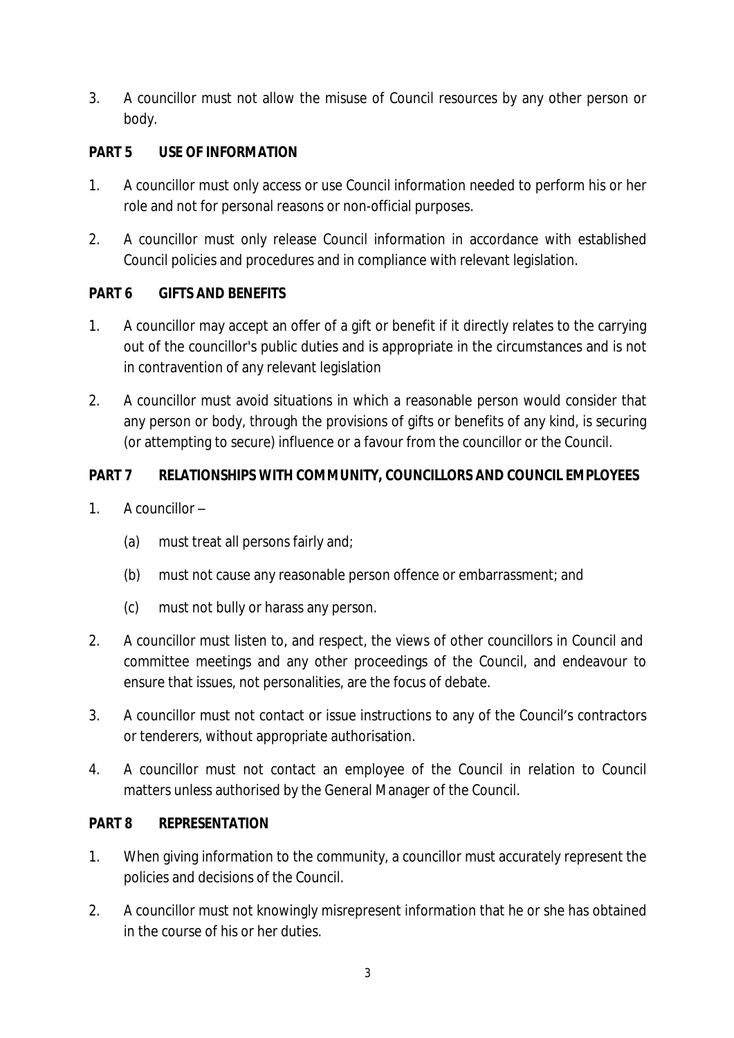3. A councillor must not allow the misuse of Council resources by any other person or body.

## PART 5 USE OF INFORMATION

1. A councillor must only access or use Council information needed to perform his or her role and not for personal reasons or non-official purposes.
2. A councillor must only release Council information in accordance with established Council policies and procedures and in compliance with relevant legislation.

## PART 6 GIFTS AND BENEFITS

1. A councillor may accept an offer of a gift or benefit if it directly relates to the carrying out of the councillor's public duties and is appropriate in the circumstances and is not in contravention of any relevant legislation
2. A councillor must avoid situations in which a reasonable person would consider that any person or body, through the provisions of gifts or benefits of any kind, is securing (or attempting to secure) influence or a favour from the councillor or the Council.

## PART 7 RELATIONSHIPS WITH COMMUNITY, COUNCILLORS AND COUNCIL EMPLOYEES

1. A councillor –
   - (a) must treat all persons fairly and;
   - (b) must not cause any reasonable person offence or embarrassment; and
   - (c) must not bully or harass any person.
2. A councillor must listen to, and respect, the views of other councillors in Council and committee meetings and any other proceedings of the Council, and endeavour to ensure that issues, not personalities, are the focus of debate.
3. A councillor must not contact or issue instructions to any of the Council's contractors or tenderers, without appropriate authorisation.
4. A councillor must not contact an employee of the Council in relation to Council matters unless authorised by the General Manager of the Council.

## PART 8 REPRESENTATION

1. When giving information to the community, a councillor must accurately represent the policies and decisions of the Council.
2. A councillor must not knowingly misrepresent information that he or she has obtained in the course of his or her duties.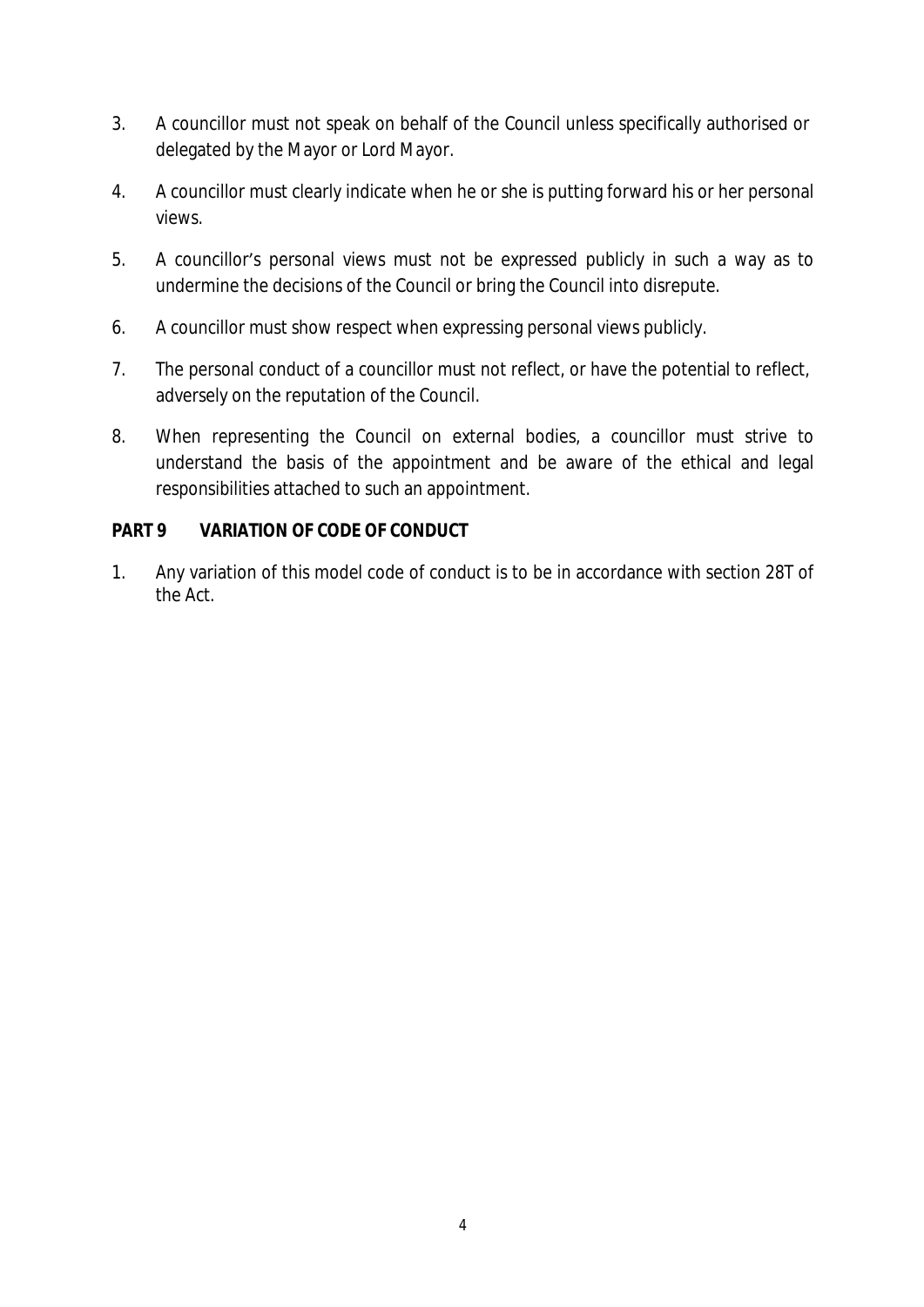3. A councillor must not speak on behalf of the Council unless specifically authorised or delegated by the Mayor or Lord Mayor.

4. A councillor must clearly indicate when he or she is putting forward his or her personal views.

5. A councillor's personal views must not be expressed publicly in such a way as to undermine the decisions of the Council or bring the Council into disrepute.

6. A councillor must show respect when expressing personal views publicly.

7. The personal conduct of a councillor must not reflect, or have the potential to reflect, adversely on the reputation of the Council.

8. When representing the Council on external bodies, a councillor must strive to understand the basis of the appointment and be aware of the ethical and legal responsibilities attached to such an appointment.

## PART 9 VARIATION OF CODE OF CONDUCT

1. Any variation of this model code of conduct is to be in accordance with section 28T of the Act.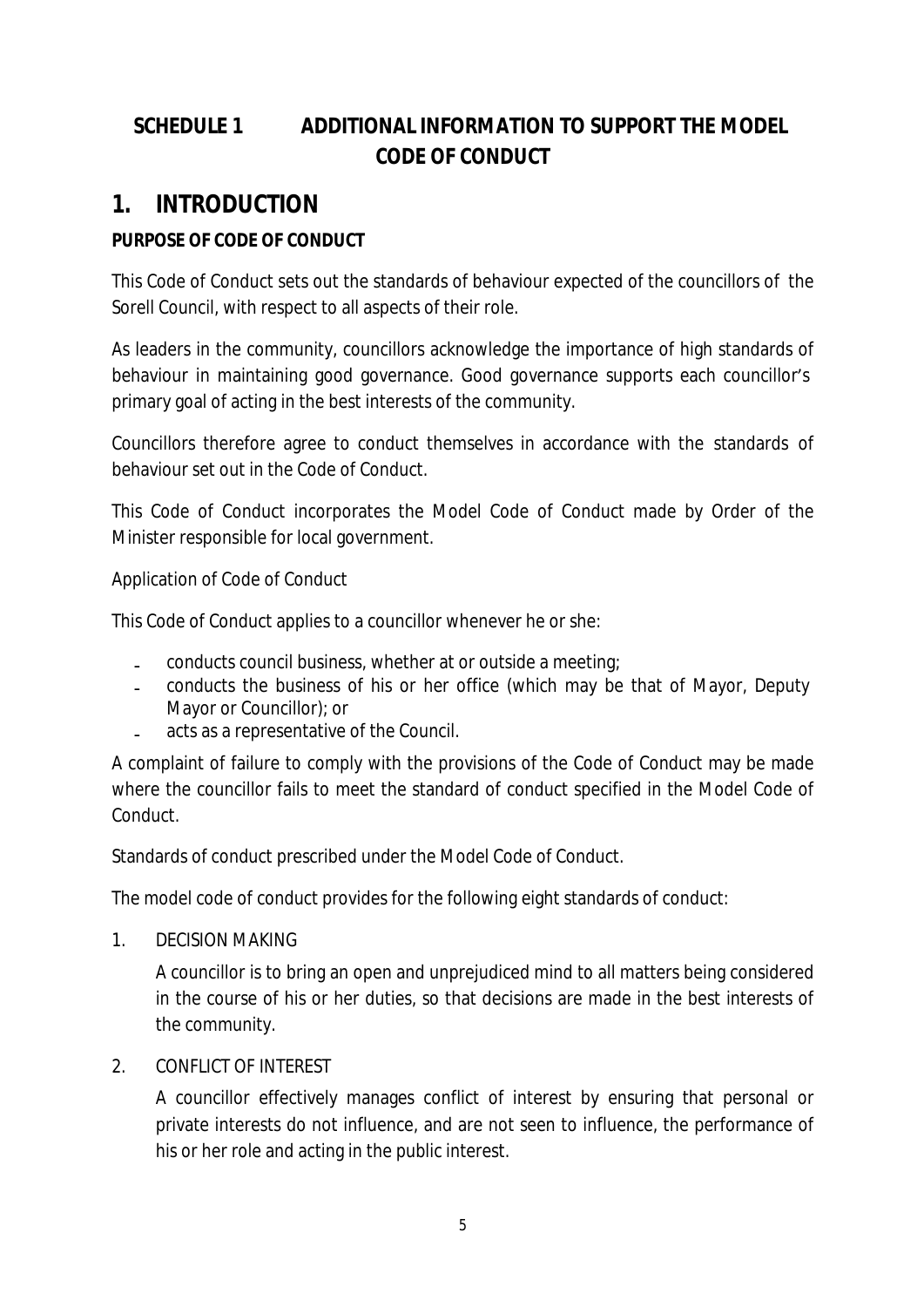## SCHEDULE 1 ADDITIONAL INFORMATION TO SUPPORT THE MODEL CODE OF CONDUCT

# 1. INTRODUCTION

**PURPOSE OF CODE OF CONDUCT**

This Code of Conduct sets out the standards of behaviour expected of the councillors of the Sorell Council, with respect to all aspects of their role.

As leaders in the community, councillors acknowledge the importance of high standards of behaviour in maintaining good governance. Good governance supports each councillor's primary goal of acting in the best interests of the community.

Councillors therefore agree to conduct themselves in accordance with the standards of behaviour set out in the Code of Conduct.

This Code of Conduct incorporates the Model Code of Conduct made by Order of the Minister responsible for local government.

Application of Code of Conduct

This Code of Conduct applies to a councillor whenever he or she:

- conducts council business, whether at or outside a meeting;
- conducts the business of his or her office (which may be that of Mayor, Deputy Mayor or Councillor); or
- acts as a representative of the Council.

A complaint of failure to comply with the provisions of the Code of Conduct may be made where the councillor fails to meet the standard of conduct specified in the Model Code of Conduct.

Standards of conduct prescribed under the Model Code of Conduct.

The model code of conduct provides for the following eight standards of conduct:

1. DECISION MAKING

   A councillor is to bring an open and unprejudiced mind to all matters being considered in the course of his or her duties, so that decisions are made in the best interests of the community.

2. CONFLICT OF INTEREST

   A councillor effectively manages conflict of interest by ensuring that personal or private interests do not influence, and are not seen to influence, the performance of his or her role and acting in the public interest.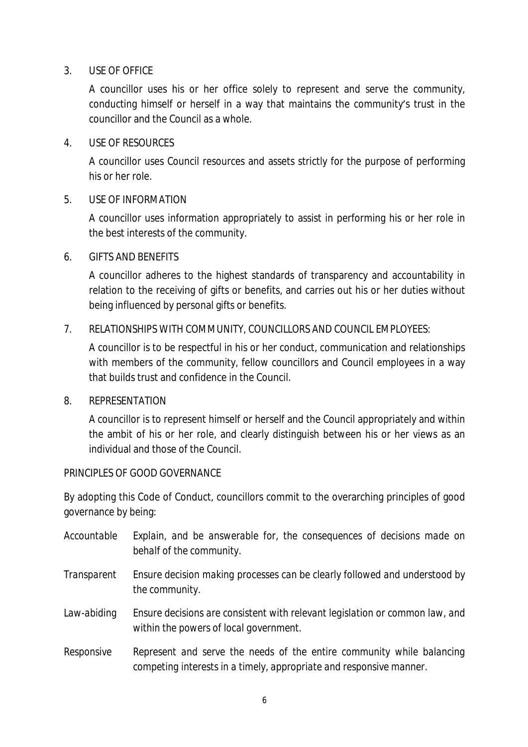3. USE OF OFFICE

   A councillor uses his or her office solely to represent and serve the community, conducting himself or herself in a way that maintains the community's trust in the councillor and the Council as a whole.

4. USE OF RESOURCES

   A councillor uses Council resources and assets strictly for the purpose of performing his or her role.

5. USE OF INFORMATION

   A councillor uses information appropriately to assist in performing his or her role in the best interests of the community.

6. GIFTS AND BENEFITS

   A councillor adheres to the highest standards of transparency and accountability in relation to the receiving of gifts or benefits, and carries out his or her duties without being influenced by personal gifts or benefits.

7. RELATIONSHIPS WITH COMMUNITY, COUNCILLORS AND COUNCIL EMPLOYEES:

   A councillor is to be respectful in his or her conduct, communication and relationships with members of the community, fellow councillors and Council employees in a way that builds trust and confidence in the Council.

8. REPRESENTATION

   A councillor is to represent himself or herself and the Council appropriately and within the ambit of his or her role, and clearly distinguish between his or her views as an individual and those of the Council.

## PRINCIPLES OF GOOD GOVERNANCE

By adopting this Code of Conduct, councillors commit to the overarching principles of good governance by being:

| | |
|---|---|
| Accountable | *Explain, and be answerable for, the consequences of decisions made on behalf of the community.* |
| Transparent | *Ensure decision making processes can be clearly followed and understood by the community.* |
| Law-abiding | *Ensure decisions are consistent with relevant legislation or common law, and within the powers of local government.* |
| Responsive | *Represent and serve the needs of the entire community while balancing competing interests in a timely, appropriate and responsive manner.* |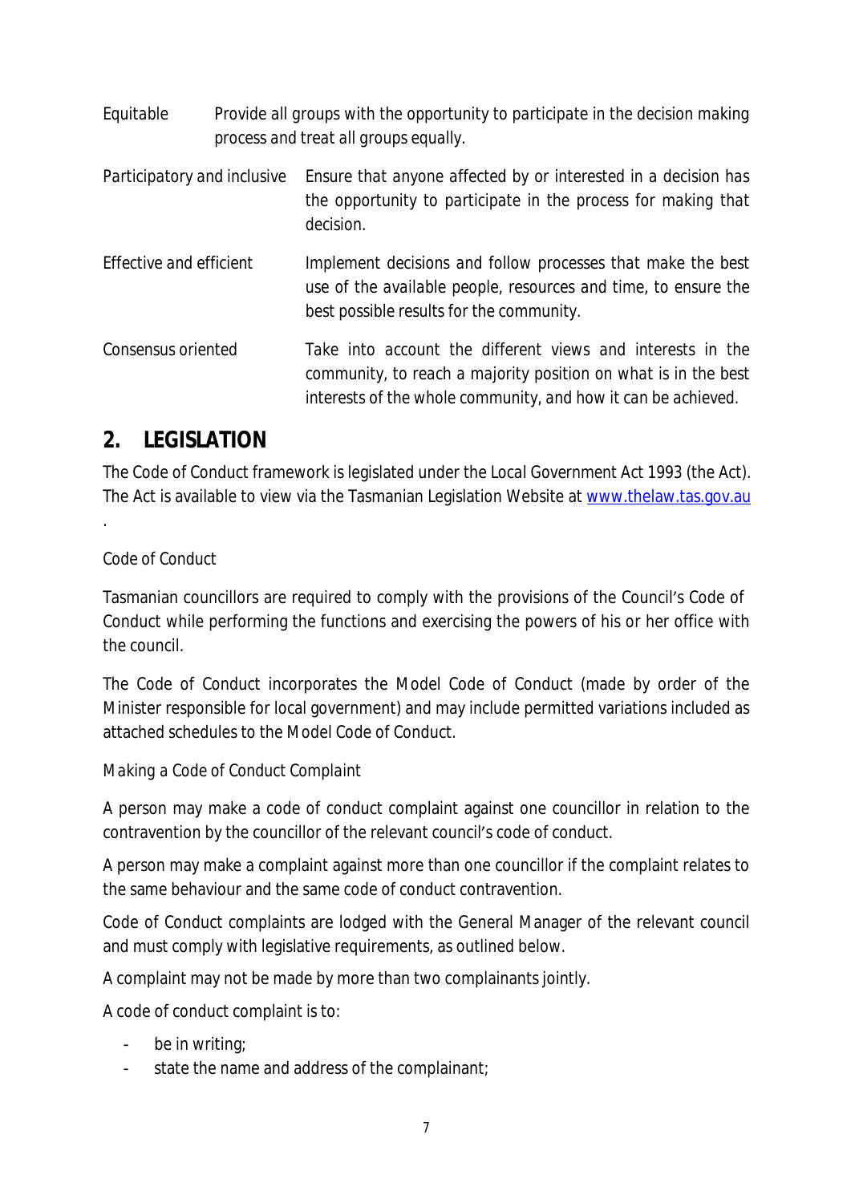| | |
|---|---|
| Equitable | Provide all groups with the opportunity to participate in the decision making process and treat all groups equally. |
| Participatory and inclusive | Ensure that anyone affected by or interested in a decision has the opportunity to participate in the process for making that decision. |
| Effective and efficient | Implement decisions and follow processes that make the best use of the available people, resources and time, to ensure the best possible results for the community. |
| Consensus oriented | Take into account the different views and interests in the community, to reach a majority position on what is in the best interests of the whole community, and how it can be achieved. |

## 2. LEGISLATION

The Code of Conduct framework is legislated under the Local Government Act 1993 (the Act). The Act is available to view via the Tasmanian Legislation Website at www.thelaw.tas.gov.au .

Code of Conduct

Tasmanian councillors are required to comply with the provisions of the Council's Code of Conduct while performing the functions and exercising the powers of his or her office with the council.

The Code of Conduct incorporates the Model Code of Conduct (made by order of the Minister responsible for local government) and may include permitted variations included as attached schedules to the Model Code of Conduct.

Making a Code of Conduct Complaint

A person may make a code of conduct complaint against one councillor in relation to the contravention by the councillor of the relevant council's code of conduct.

A person may make a complaint against more than one councillor if the complaint relates to the same behaviour and the same code of conduct contravention.

Code of Conduct complaints are lodged with the General Manager of the relevant council and must comply with legislative requirements, as outlined below.

A complaint may not be made by more than two complainants jointly.

A code of conduct complaint is to:

- be in writing;
- state the name and address of the complainant;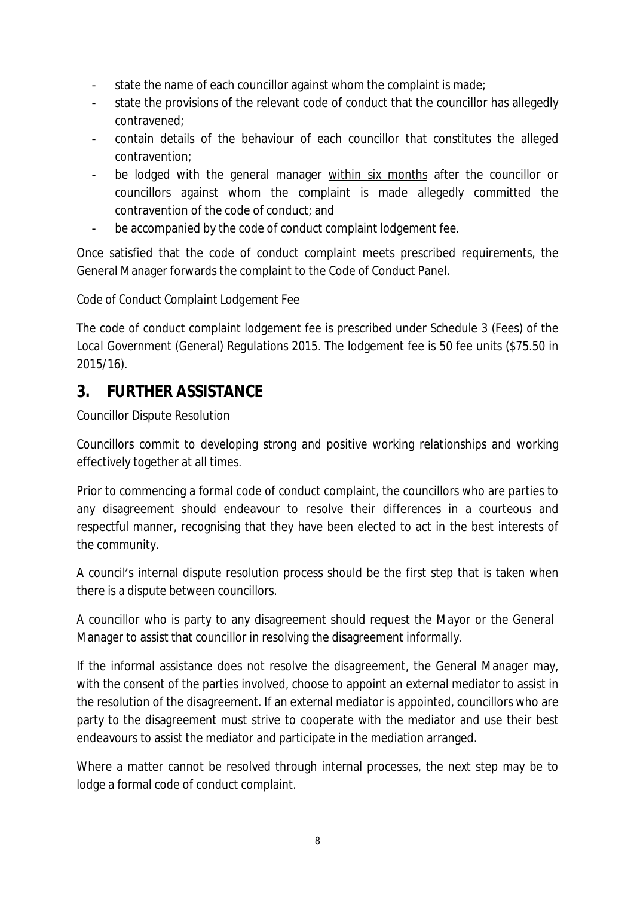- state the name of each councillor against whom the complaint is made;
- state the provisions of the relevant code of conduct that the councillor has allegedly contravened;
- contain details of the behaviour of each councillor that constitutes the alleged contravention;
- be lodged with the general manager <u>within six months</u> after the councillor or councillors against whom the complaint is made allegedly committed the contravention of the code of conduct; and
- be accompanied by the code of conduct complaint lodgement fee.

Once satisfied that the code of conduct complaint meets prescribed requirements, the General Manager forwards the complaint to the Code of Conduct Panel.

Code of Conduct Complaint Lodgement Fee

The code of conduct complaint lodgement fee is prescribed under Schedule 3 (Fees) of the *Local Government (General) Regulations 2015*. The lodgement fee is 50 fee units ($75.50 in 2015/16).

## 3. FURTHER ASSISTANCE

Councillor Dispute Resolution

Councillors commit to developing strong and positive working relationships and working effectively together at all times.

Prior to commencing a formal code of conduct complaint, the councillors who are parties to any disagreement should endeavour to resolve their differences in a courteous and respectful manner, recognising that they have been elected to act in the best interests of the community.

A council's internal dispute resolution process should be the first step that is taken when there is a dispute between councillors.

A councillor who is party to any disagreement should request the Mayor or the General Manager to assist that councillor in resolving the disagreement informally.

If the informal assistance does not resolve the disagreement, the General Manager may, with the consent of the parties involved, choose to appoint an external mediator to assist in the resolution of the disagreement. If an external mediator is appointed, councillors who are party to the disagreement must strive to cooperate with the mediator and use their best endeavours to assist the mediator and participate in the mediation arranged.

Where a matter cannot be resolved through internal processes, the next step may be to lodge a formal code of conduct complaint.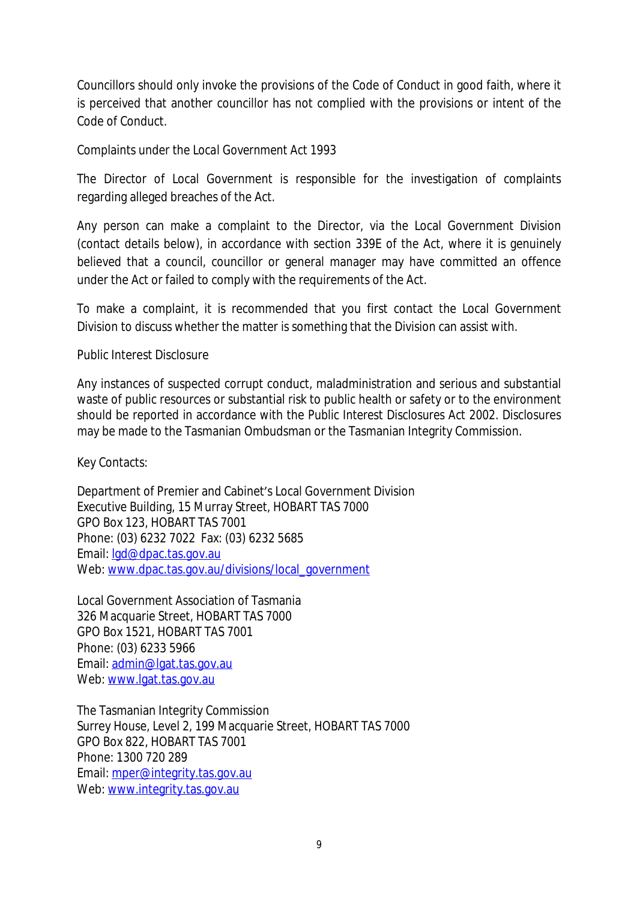Councillors should only invoke the provisions of the Code of Conduct in good faith, where it is perceived that another councillor has not complied with the provisions or intent of the Code of Conduct.

Complaints under the Local Government Act 1993

The Director of Local Government is responsible for the investigation of complaints regarding alleged breaches of the Act.

Any person can make a complaint to the Director, via the Local Government Division (contact details below), in accordance with section 339E of the Act, where it is genuinely believed that a council, councillor or general manager may have committed an offence under the Act or failed to comply with the requirements of the Act.

To make a complaint, it is recommended that you first contact the Local Government Division to discuss whether the matter is something that the Division can assist with.

Public Interest Disclosure

Any instances of suspected corrupt conduct, maladministration and serious and substantial waste of public resources or substantial risk to public health or safety or to the environment should be reported in accordance with the Public Interest Disclosures Act 2002. Disclosures may be made to the Tasmanian Ombudsman or the Tasmanian Integrity Commission.

Key Contacts:

Department of Premier and Cabinet's Local Government Division
Executive Building, 15 Murray Street, HOBART TAS 7000
GPO Box 123, HOBART TAS 7001
Phone: (03) 6232 7022 Fax: (03) 6232 5685
Email: lgd@dpac.tas.gov.au
Web: www.dpac.tas.gov.au/divisions/local_government

Local Government Association of Tasmania
326 Macquarie Street, HOBART TAS 7000
GPO Box 1521, HOBART TAS 7001
Phone: (03) 6233 5966
Email: admin@lgat.tas.gov.au
Web: www.lgat.tas.gov.au

The Tasmanian Integrity Commission
Surrey House, Level 2, 199 Macquarie Street, HOBART TAS 7000
GPO Box 822, HOBART TAS 7001
Phone: 1300 720 289
Email: mper@integrity.tas.gov.au
Web: www.integrity.tas.gov.au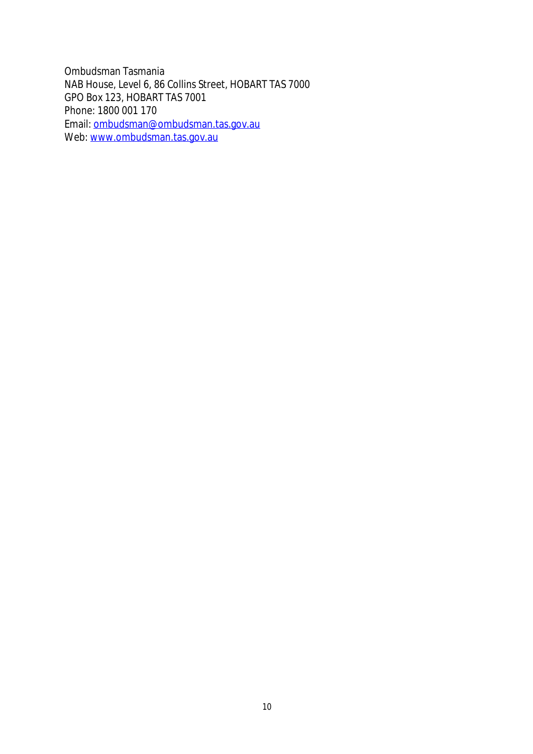Ombudsman Tasmania
NAB House, Level 6, 86 Collins Street, HOBART TAS 7000
GPO Box 123, HOBART TAS 7001
Phone: 1800 001 170
Email: ombudsman@ombudsman.tas.gov.au
Web: www.ombudsman.tas.gov.au